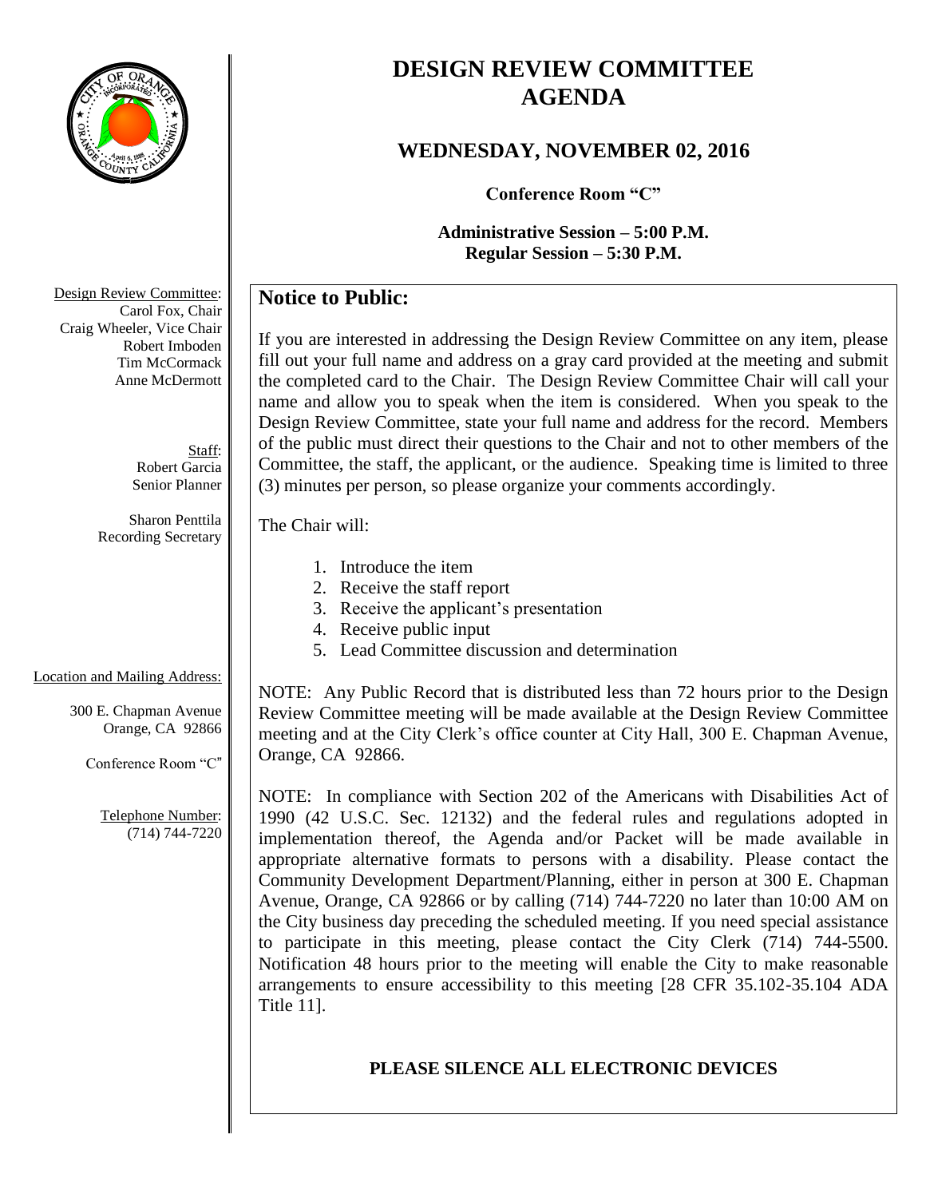# DESIGN REVIEW COMMITTEE AGENDA

## WEDNESDAY, NOVEMBER 02, 2016

**Conference Room "C"**

**Administrative Session – 5:00 P.M.**
**Regular Session – 5:30 P.M.**

Design Review Committee:
Carol Fox, Chair
Craig Wheeler, Vice Chair
Robert Imboden
Tim McCormack
Anne McDermott

Staff:
Robert Garcia
Senior Planner

Sharon Penttila
Recording Secretary

Location and Mailing Address:

300 E. Chapman Avenue
Orange, CA 92866

Conference Room "C"

Telephone Number:
(714) 744-7220

## Notice to Public:

If you are interested in addressing the Design Review Committee on any item, please fill out your full name and address on a gray card provided at the meeting and submit the completed card to the Chair. The Design Review Committee Chair will call your name and allow you to speak when the item is considered. When you speak to the Design Review Committee, state your full name and address for the record. Members of the public must direct their questions to the Chair and not to other members of the Committee, the staff, the applicant, or the audience. Speaking time is limited to three (3) minutes per person, so please organize your comments accordingly.

The Chair will:

1. Introduce the item
2. Receive the staff report
3. Receive the applicant's presentation
4. Receive public input
5. Lead Committee discussion and determination

NOTE: Any Public Record that is distributed less than 72 hours prior to the Design Review Committee meeting will be made available at the Design Review Committee meeting and at the City Clerk's office counter at City Hall, 300 E. Chapman Avenue, Orange, CA 92866.

NOTE: In compliance with Section 202 of the Americans with Disabilities Act of 1990 (42 U.S.C. Sec. 12132) and the federal rules and regulations adopted in implementation thereof, the Agenda and/or Packet will be made available in appropriate alternative formats to persons with a disability. Please contact the Community Development Department/Planning, either in person at 300 E. Chapman Avenue, Orange, CA 92866 or by calling (714) 744-7220 no later than 10:00 AM on the City business day preceding the scheduled meeting. If you need special assistance to participate in this meeting, please contact the City Clerk (714) 744-5500. Notification 48 hours prior to the meeting will enable the City to make reasonable arrangements to ensure accessibility to this meeting [28 CFR 35.102-35.104 ADA Title 11].

**PLEASE SILENCE ALL ELECTRONIC DEVICES**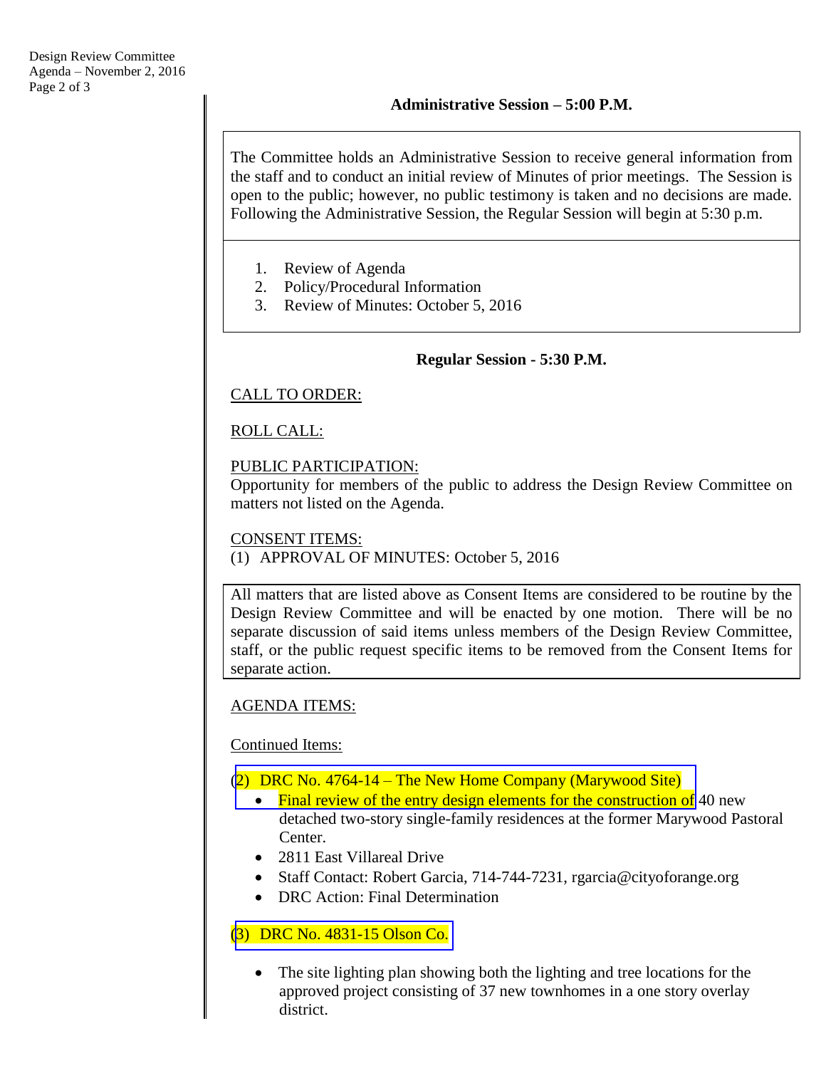### Administrative Session – 5:00 P.M.

The Committee holds an Administrative Session to receive general information from the staff and to conduct an initial review of Minutes of prior meetings. The Session is open to the public; however, no public testimony is taken and no decisions are made. Following the Administrative Session, the Regular Session will begin at 5:30 p.m.

1. Review of Agenda
2. Policy/Procedural Information
3. Review of Minutes: October 5, 2016

### Regular Session - 5:30 P.M.

CALL TO ORDER:

ROLL CALL:

PUBLIC PARTICIPATION:
Opportunity for members of the public to address the Design Review Committee on matters not listed on the Agenda.

CONSENT ITEMS:
(1) APPROVAL OF MINUTES: October 5, 2016

All matters that are listed above as Consent Items are considered to be routine by the Design Review Committee and will be enacted by one motion. There will be no separate discussion of said items unless members of the Design Review Committee, staff, or the public request specific items to be removed from the Consent Items for separate action.

AGENDA ITEMS:

Continued Items:

(2) DRC No. 4764-14 – The New Home Company (Marywood Site)

- Final review of the entry design elements for the construction of 40 new detached two-story single-family residences at the former Marywood Pastoral Center.
- 2811 East Villareal Drive
- Staff Contact: Robert Garcia, 714-744-7231, rgarcia@cityoforange.org
- DRC Action: Final Determination

(3) DRC No. 4831-15 Olson Co.

- The site lighting plan showing both the lighting and tree locations for the approved project consisting of 37 new townhomes in a one story overlay district.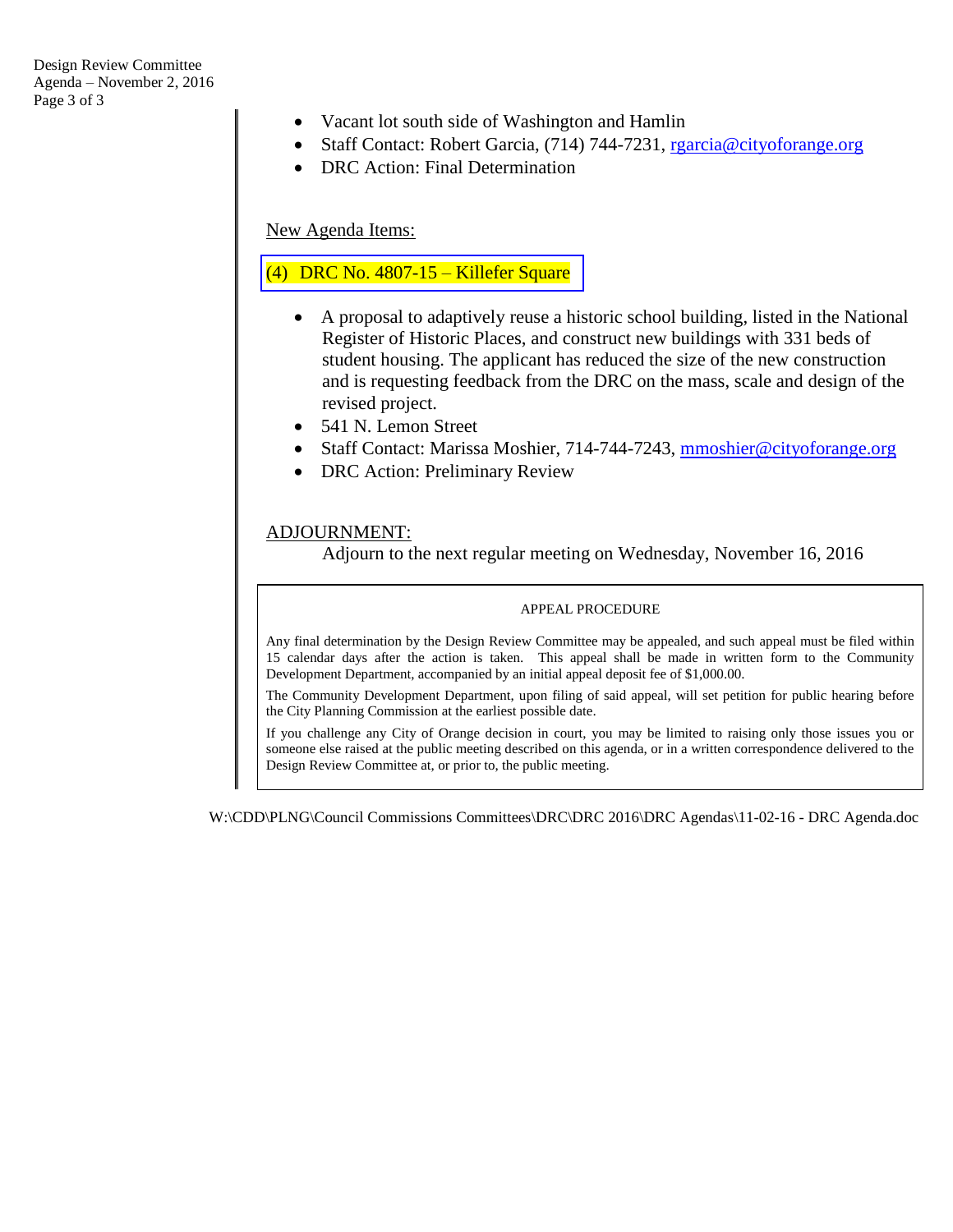- Vacant lot south side of Washington and Hamlin
- Staff Contact: Robert Garcia, (714) 744-7231, rgarcia@cityoforange.org
- DRC Action: Final Determination

New Agenda Items:

(4) DRC No. 4807-15 – Killefer Square

- A proposal to adaptively reuse a historic school building, listed in the National Register of Historic Places, and construct new buildings with 331 beds of student housing. The applicant has reduced the size of the new construction and is requesting feedback from the DRC on the mass, scale and design of the revised project.
- 541 N. Lemon Street
- Staff Contact: Marissa Moshier, 714-744-7243, mmoshier@cityoforange.org
- DRC Action: Preliminary Review

ADJOURNMENT:

Adjourn to the next regular meeting on Wednesday, November 16, 2016

APPEAL PROCEDURE

Any final determination by the Design Review Committee may be appealed, and such appeal must be filed within 15 calendar days after the action is taken. This appeal shall be made in written form to the Community Development Department, accompanied by an initial appeal deposit fee of $1,000.00.

The Community Development Department, upon filing of said appeal, will set petition for public hearing before the City Planning Commission at the earliest possible date.

If you challenge any City of Orange decision in court, you may be limited to raising only those issues you or someone else raised at the public meeting described on this agenda, or in a written correspondence delivered to the Design Review Committee at, or prior to, the public meeting.

W:\CDD\PLNG\Council Commissions Committees\DRC\DRC 2016\DRC Agendas\11-02-16 - DRC Agenda.doc